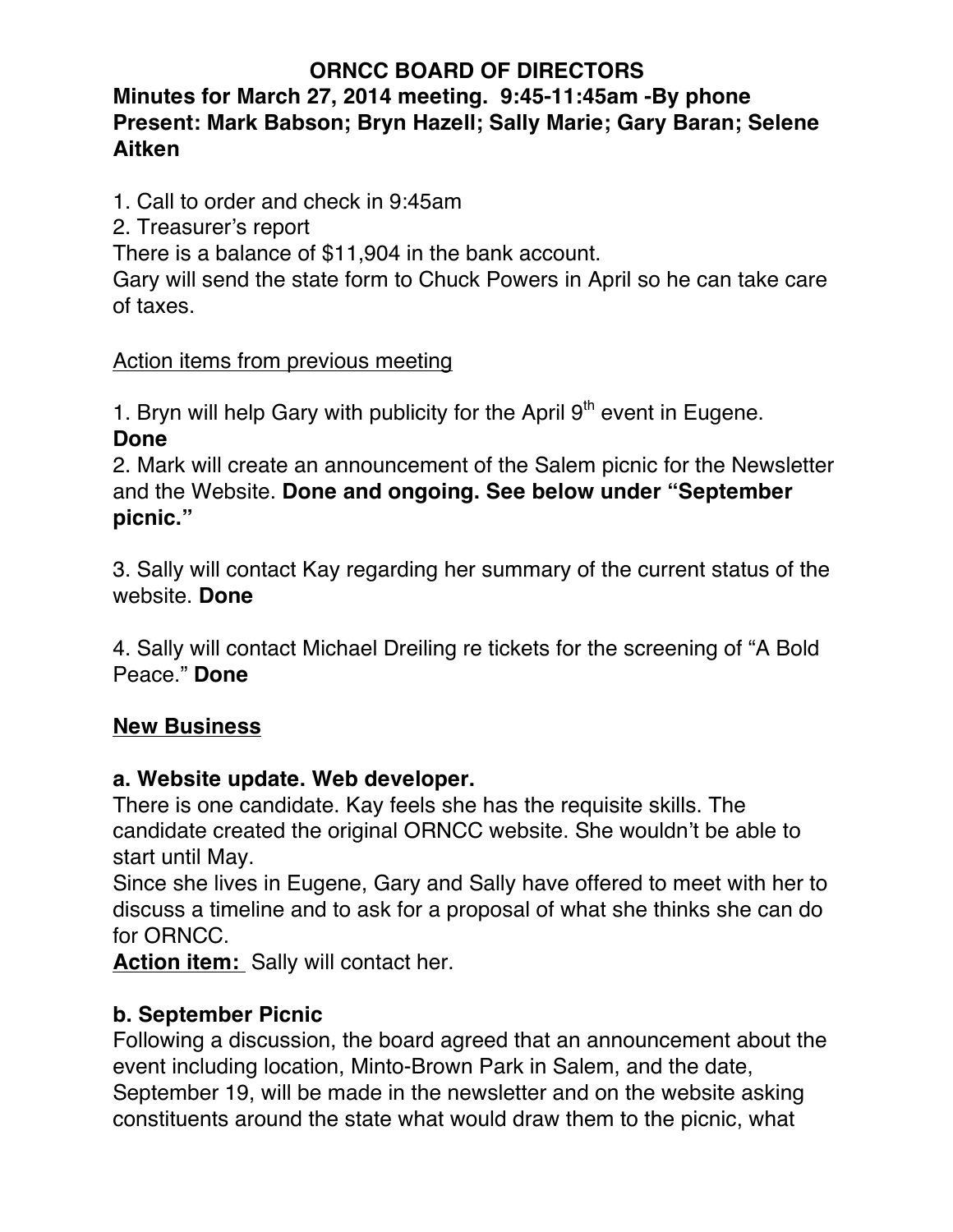# ORNCC BOARD OF DIRECTORS

**Minutes for March 27, 2014 meeting. 9:45-11:45am -By phone**
**Present: Mark Babson; Bryn Hazell; Sally Marie; Gary Baran; Selene Aitken**

1. Call to order and check in 9:45am
2. Treasurer's report

There is a balance of $11,904 in the bank account.
Gary will send the state form to Chuck Powers in April so he can take care of taxes.

<u>Action items from previous meeting</u>

1. Bryn will help Gary with publicity for the April 9th event in Eugene. **Done**
2. Mark will create an announcement of the Salem picnic for the Newsletter and the Website. **Done and ongoing. See below under "September picnic."**
3. Sally will contact Kay regarding her summary of the current status of the website. **Done**
4. Sally will contact Michael Dreiling re tickets for the screening of "A Bold Peace." **Done**

## <u>New Business</u>

### a. Website update. Web developer.

There is one candidate. Kay feels she has the requisite skills. The candidate created the original ORNCC website. She wouldn't be able to start until May.
Since she lives in Eugene, Gary and Sally have offered to meet with her to discuss a timeline and to ask for a proposal of what she thinks she can do for ORNCC.
**<u>Action item:</u>** Sally will contact her.

### b. September Picnic

Following a discussion, the board agreed that an announcement about the event including location, Minto-Brown Park in Salem, and the date, September 19, will be made in the newsletter and on the website asking constituents around the state what would draw them to the picnic, what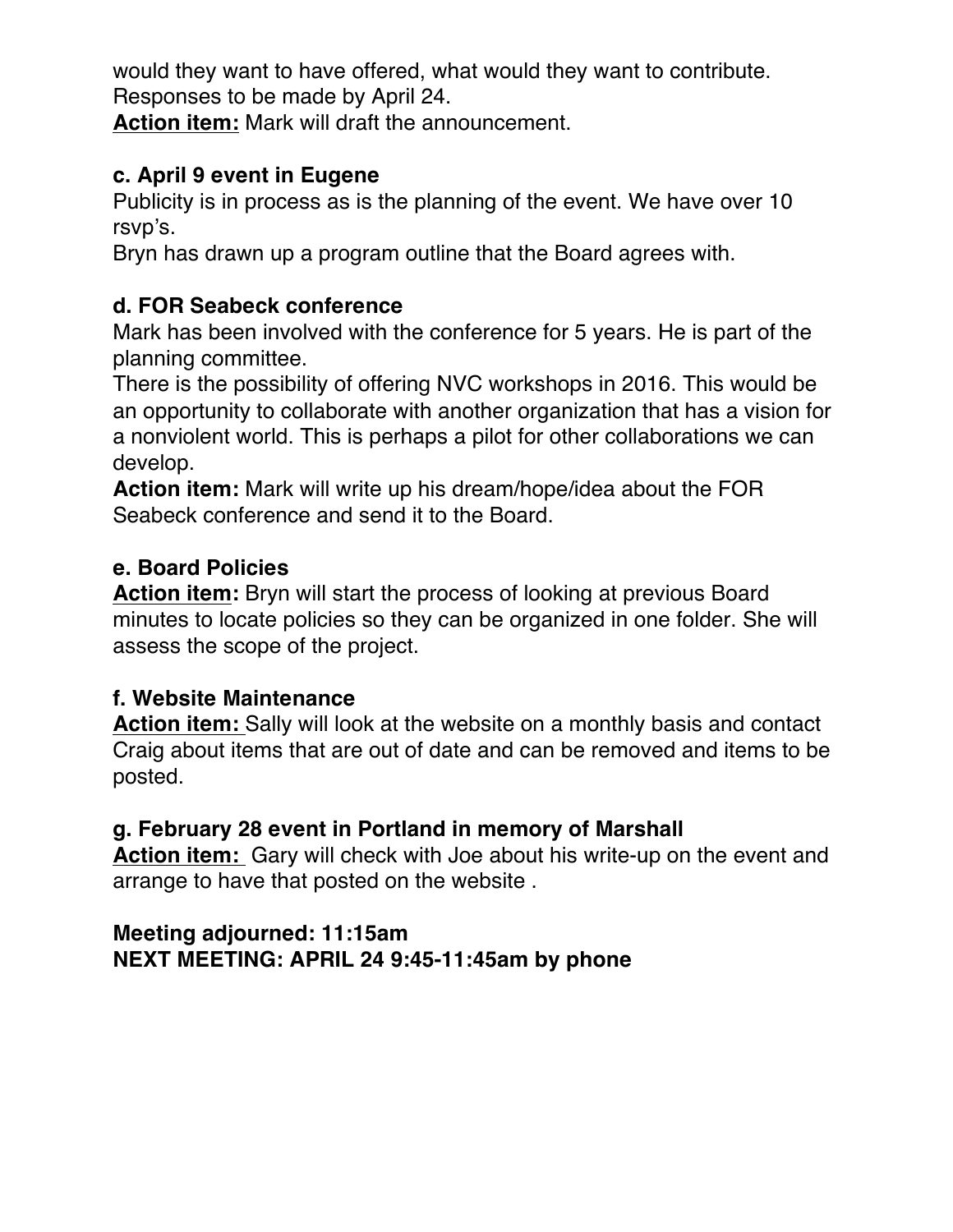would they want to have offered, what would they want to contribute. Responses to be made by April 24.

**Action item:** Mark will draft the announcement.

**c. April 9 event in Eugene**

Publicity is in process as is the planning of the event. We have over 10 rsvp's.

Bryn has drawn up a program outline that the Board agrees with.

**d. FOR Seabeck conference**

Mark has been involved with the conference for 5 years. He is part of the planning committee.

There is the possibility of offering NVC workshops in 2016. This would be an opportunity to collaborate with another organization that has a vision for a nonviolent world. This is perhaps a pilot for other collaborations we can develop.

**Action item:** Mark will write up his dream/hope/idea about the FOR Seabeck conference and send it to the Board.

**e. Board Policies**

**Action item:** Bryn will start the process of looking at previous Board minutes to locate policies so they can be organized in one folder. She will assess the scope of the project.

**f. Website Maintenance**

**Action item:** Sally will look at the website on a monthly basis and contact Craig about items that are out of date and can be removed and items to be posted.

**g. February 28 event in Portland in memory of Marshall**

**Action item:** Gary will check with Joe about his write-up on the event and arrange to have that posted on the website .

**Meeting adjourned: 11:15am**
**NEXT MEETING: APRIL 24 9:45-11:45am by phone**